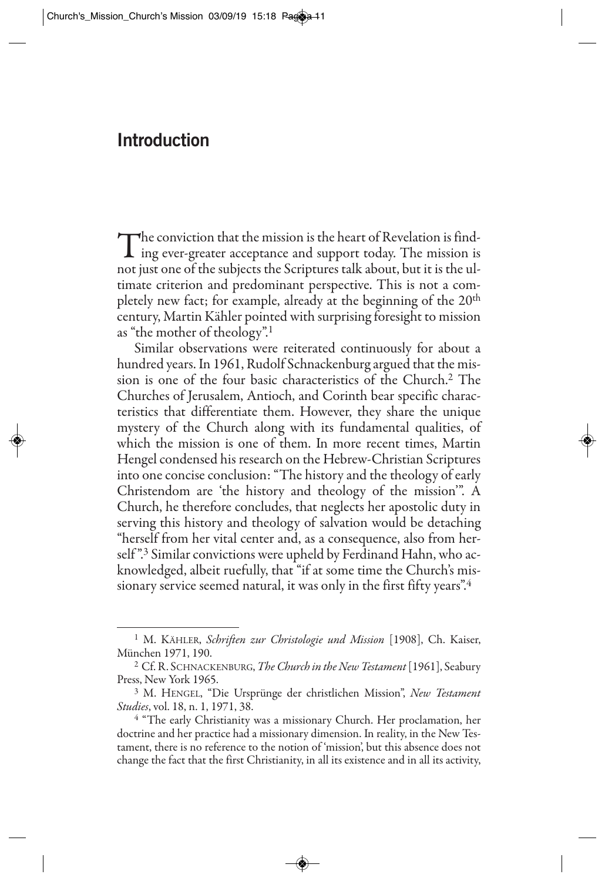# Introduction

The conviction that the mission is the heart of Revelation is finding ever-greater acceptance and support today. The mission is not just one of the subjects the Scriptures talk about, but it is the ultimate criterion and predominant perspective. This is not a completely new fact; for example, already at the beginning of the 20th century, Martin Kähler pointed with surprising foresight to mission as "the mother of theology".[1]

Similar observations were reiterated continuously for about a hundred years. In 1961, Rudolf Schnackenburg argued that the mission is one of the four basic characteristics of the Church.[2] The Churches of Jerusalem, Antioch, and Corinth bear specific characteristics that differentiate them. However, they share the unique mystery of the Church along with its fundamental qualities, of which the mission is one of them. In more recent times, Martin Hengel condensed his research on the Hebrew-Christian Scriptures into one concise conclusion: "The history and the theology of early Christendom are 'the history and theology of the mission'". A Church, he therefore concludes, that neglects her apostolic duty in serving this history and theology of salvation would be detaching "herself from her vital center and, as a consequence, also from herself".[3] Similar convictions were upheld by Ferdinand Hahn, who acknowledged, albeit ruefully, that "if at some time the Church's missionary service seemed natural, it was only in the first fifty years".[4]

---

[1] M. Kähler, *Schriften zur Christologie und Mission* [1908], Ch. Kaiser, München 1971, 190.

[2] Cf. R. Schnackenburg, *The Church in the New Testament* [1961], Seabury Press, New York 1965.

[3] M. Hengel, "Die Ursprünge der christlichen Mission", *New Testament Studies*, vol. 18, n. 1, 1971, 38.

[4] "The early Christianity was a missionary Church. Her proclamation, her doctrine and her practice had a missionary dimension. In reality, in the New Testament, there is no reference to the notion of 'mission', but this absence does not change the fact that the first Christianity, in all its existence and in all its activity,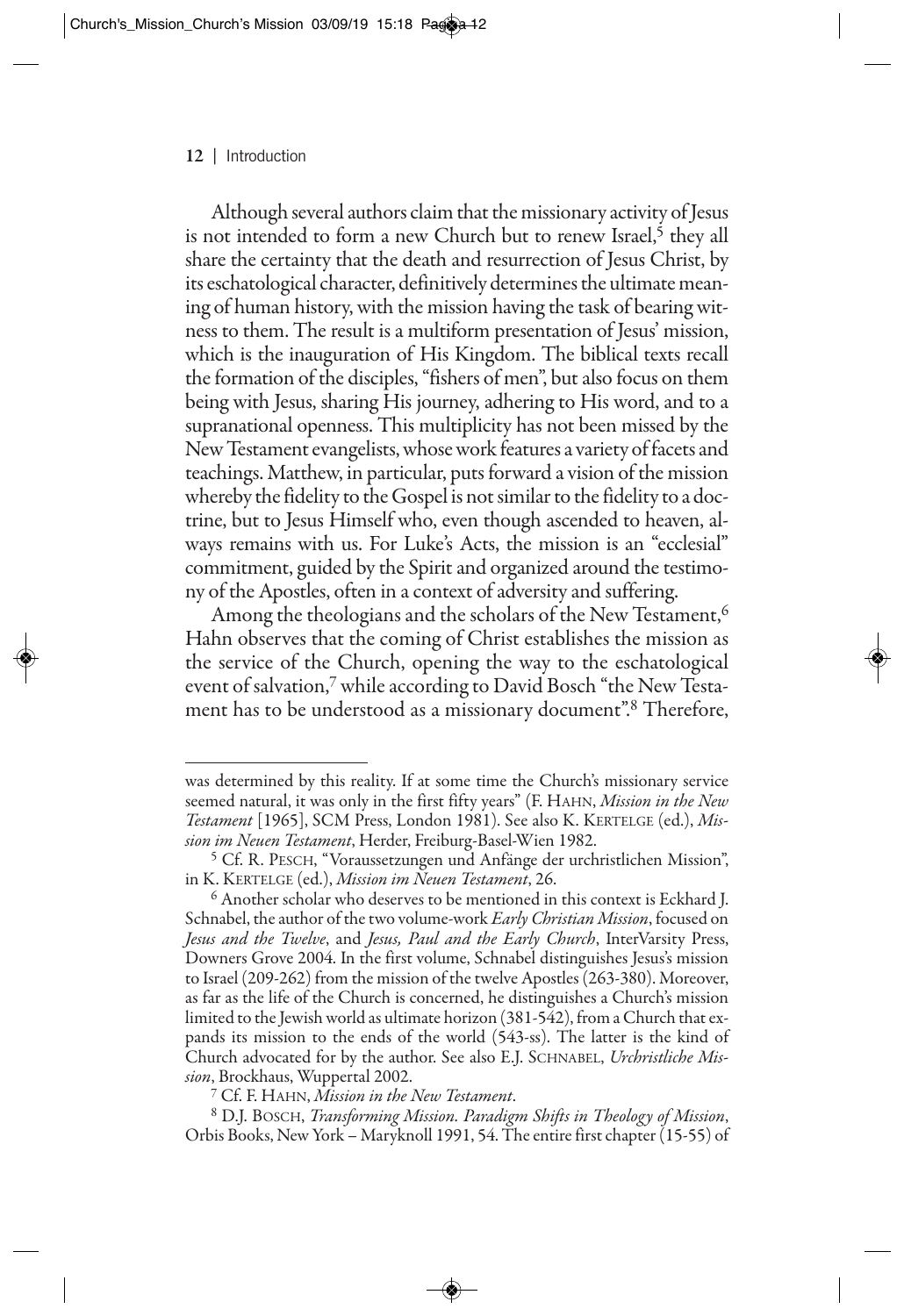Although several authors claim that the missionary activity of Jesus is not intended to form a new Church but to renew Israel,[5] they all share the certainty that the death and resurrection of Jesus Christ, by its eschatological character, definitively determines the ultimate meaning of human history, with the mission having the task of bearing witness to them. The result is a multiform presentation of Jesus' mission, which is the inauguration of His Kingdom. The biblical texts recall the formation of the disciples, "fishers of men", but also focus on them being with Jesus, sharing His journey, adhering to His word, and to a supranational openness. This multiplicity has not been missed by the New Testament evangelists, whose work features a variety of facets and teachings. Matthew, in particular, puts forward a vision of the mission whereby the fidelity to the Gospel is not similar to the fidelity to a doctrine, but to Jesus Himself who, even though ascended to heaven, always remains with us. For Luke's Acts, the mission is an "ecclesial" commitment, guided by the Spirit and organized around the testimony of the Apostles, often in a context of adversity and suffering.

Among the theologians and the scholars of the New Testament,[6] Hahn observes that the coming of Christ establishes the mission as the service of the Church, opening the way to the eschatological event of salvation,[7] while according to David Bosch "the New Testament has to be understood as a missionary document".[8] Therefore,

---

was determined by this reality. If at some time the Church's missionary service seemed natural, it was only in the first fifty years" (F. Hahn, *Mission in the New Testament* [1965], SCM Press, London 1981). See also K. Kertelge (ed.), *Mission im Neuen Testament*, Herder, Freiburg-Basel-Wien 1982.

[5] Cf. R. Pesch, "Voraussetzungen und Anfänge der urchristlichen Mission", in K. Kertelge (ed.), *Mission im Neuen Testament*, 26.

[6] Another scholar who deserves to be mentioned in this context is Eckhard J. Schnabel, the author of the two volume-work *Early Christian Mission*, focused on *Jesus and the Twelve*, and *Jesus, Paul and the Early Church*, InterVarsity Press, Downers Grove 2004. In the first volume, Schnabel distinguishes Jesus's mission to Israel (209-262) from the mission of the twelve Apostles (263-380). Moreover, as far as the life of the Church is concerned, he distinguishes a Church's mission limited to the Jewish world as ultimate horizon (381-542), from a Church that expands its mission to the ends of the world (543-ss). The latter is the kind of Church advocated for by the author. See also E.J. Schnabel, *Urchristliche Mission*, Brockhaus, Wuppertal 2002.

[7] Cf. F. Hahn, *Mission in the New Testament*.

[8] D.J. Bosch, *Transforming Mission. Paradigm Shifts in Theology of Mission*, Orbis Books, New York – Maryknoll 1991, 54. The entire first chapter (15-55) of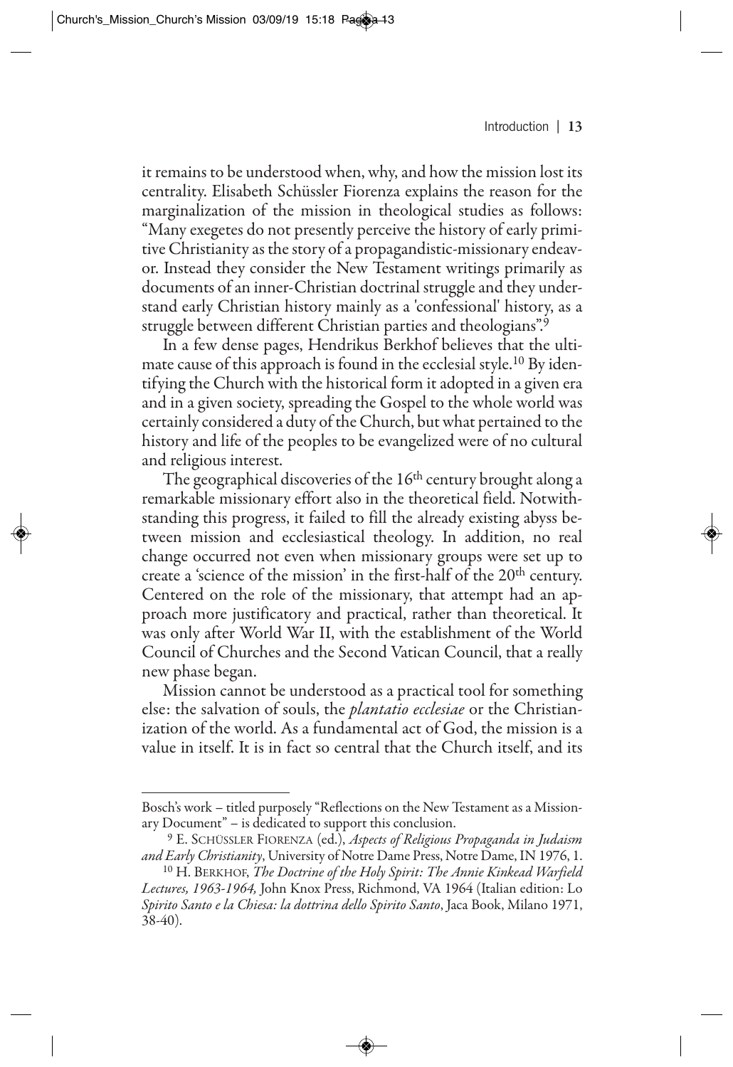it remains to be understood when, why, and how the mission lost its centrality. Elisabeth Schüssler Fiorenza explains the reason for the marginalization of the mission in theological studies as follows: "Many exegetes do not presently perceive the history of early primitive Christianity as the story of a propagandistic-missionary endeavor. Instead they consider the New Testament writings primarily as documents of an inner-Christian doctrinal struggle and they understand early Christian history mainly as a 'confessional' history, as a struggle between different Christian parties and theologians".[9]

In a few dense pages, Hendrikus Berkhof believes that the ultimate cause of this approach is found in the ecclesial style.[10] By identifying the Church with the historical form it adopted in a given era and in a given society, spreading the Gospel to the whole world was certainly considered a duty of the Church, but what pertained to the history and life of the peoples to be evangelized were of no cultural and religious interest.

The geographical discoveries of the 16th century brought along a remarkable missionary effort also in the theoretical field. Notwithstanding this progress, it failed to fill the already existing abyss between mission and ecclesiastical theology. In addition, no real change occurred not even when missionary groups were set up to create a 'science of the mission' in the first-half of the 20th century. Centered on the role of the missionary, that attempt had an approach more justificatory and practical, rather than theoretical. It was only after World War II, with the establishment of the World Council of Churches and the Second Vatican Council, that a really new phase began.

Mission cannot be understood as a practical tool for something else: the salvation of souls, the *plantatio ecclesiae* or the Christianization of the world. As a fundamental act of God, the mission is a value in itself. It is in fact so central that the Church itself, and its

---

Bosch's work – titled purposely "Reflections on the New Testament as a Missionary Document" – is dedicated to support this conclusion.

[9] E. Schüssler Fiorenza (ed.), *Aspects of Religious Propaganda in Judaism and Early Christianity*, University of Notre Dame Press, Notre Dame, IN 1976, 1.

[10] H. Berkhof, *The Doctrine of the Holy Spirit: The Annie Kinkead Warfield Lectures, 1963-1964,* John Knox Press, Richmond, VA 1964 (Italian edition: Lo *Spirito Santo e la Chiesa: la dottrina dello Spirito Santo*, Jaca Book, Milano 1971, 38-40).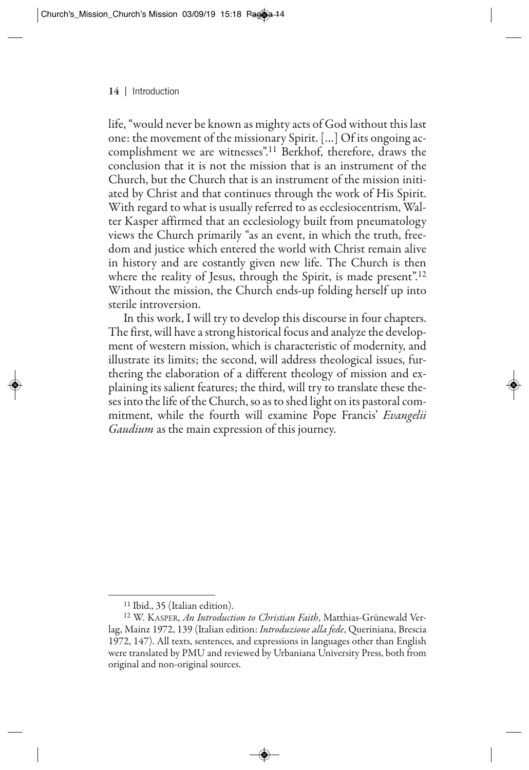life, "would never be known as mighty acts of God without this last one: the movement of the missionary Spirit. [...] Of its ongoing accomplishment we are witnesses".[11] Berkhof, therefore, draws the conclusion that it is not the mission that is an instrument of the Church, but the Church that is an instrument of the mission initiated by Christ and that continues through the work of His Spirit. With regard to what is usually referred to as ecclesiocentrism, Walter Kasper affirmed that an ecclesiology built from pneumatology views the Church primarily "as an event, in which the truth, freedom and justice which entered the world with Christ remain alive in history and are costantly given new life. The Church is then where the reality of Jesus, through the Spirit, is made present".[12] Without the mission, the Church ends-up folding herself up into sterile introversion.

In this work, I will try to develop this discourse in four chapters. The first, will have a strong historical focus and analyze the development of western mission, which is characteristic of modernity, and illustrate its limits; the second, will address theological issues, furthering the elaboration of a different theology of mission and explaining its salient features; the third, will try to translate these theses into the life of the Church, so as to shed light on its pastoral commitment, while the fourth will examine Pope Francis' *Evangelii Gaudium* as the main expression of this journey.

---

[11] Ibid., 35 (Italian edition).

[12] W. Kasper, *An Introduction to Christian Faith*, Matthias-Grünewald Verlag, Mainz 1972, 139 (Italian edition: *Introduzione alla fede*, Queriniana, Brescia 1972, 147). All texts, sentences, and expressions in languages other than English were translated by PMU and reviewed by Urbaniana University Press, both from original and non-original sources.